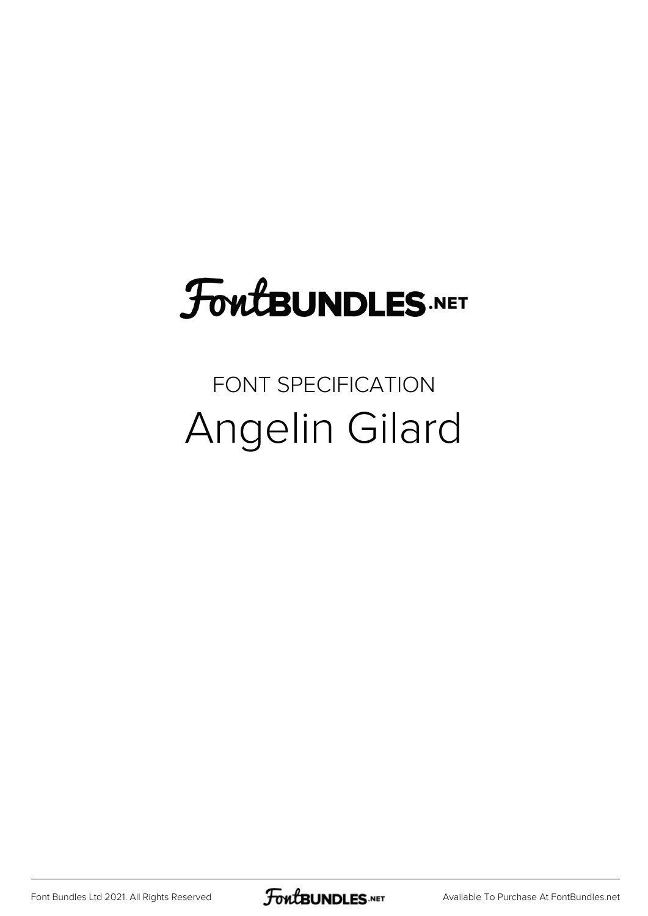FontBUNDLES.NET

FONT SPECIFICATION

# Angelin Gilard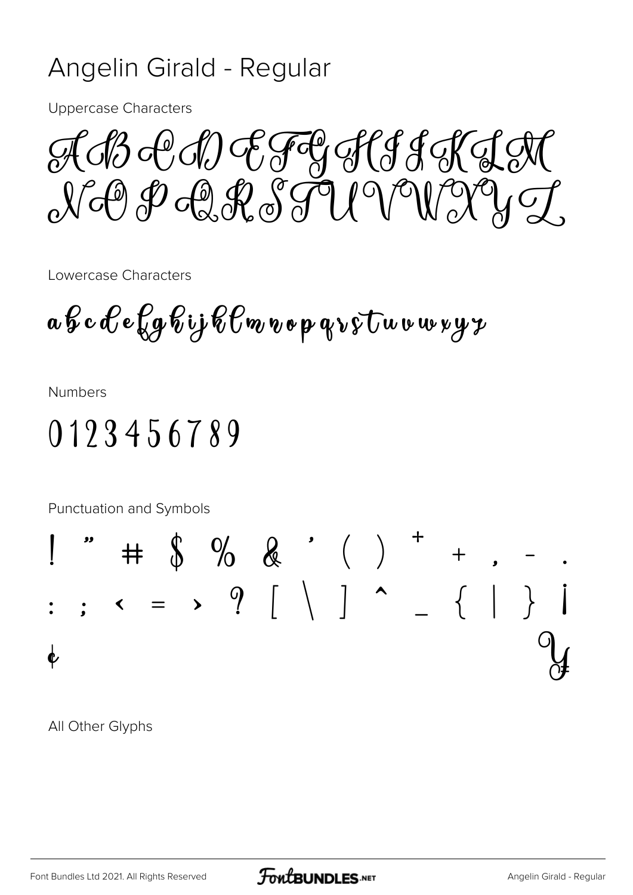# Angelin Girald - Regular

Uppercase Characters

ABCDEFGHIJKLM
NOPQRSTUVWXYZ

Lowercase Characters

abcdefghijklmnopqrstuvwxyz

Numbers

0123456789

Punctuation and Symbols

! " # $ % & ' ( ) * + , - .
: ; < = > ? [ \ ] ^ _ { | } ¡
¢ ¥

All Other Glyphs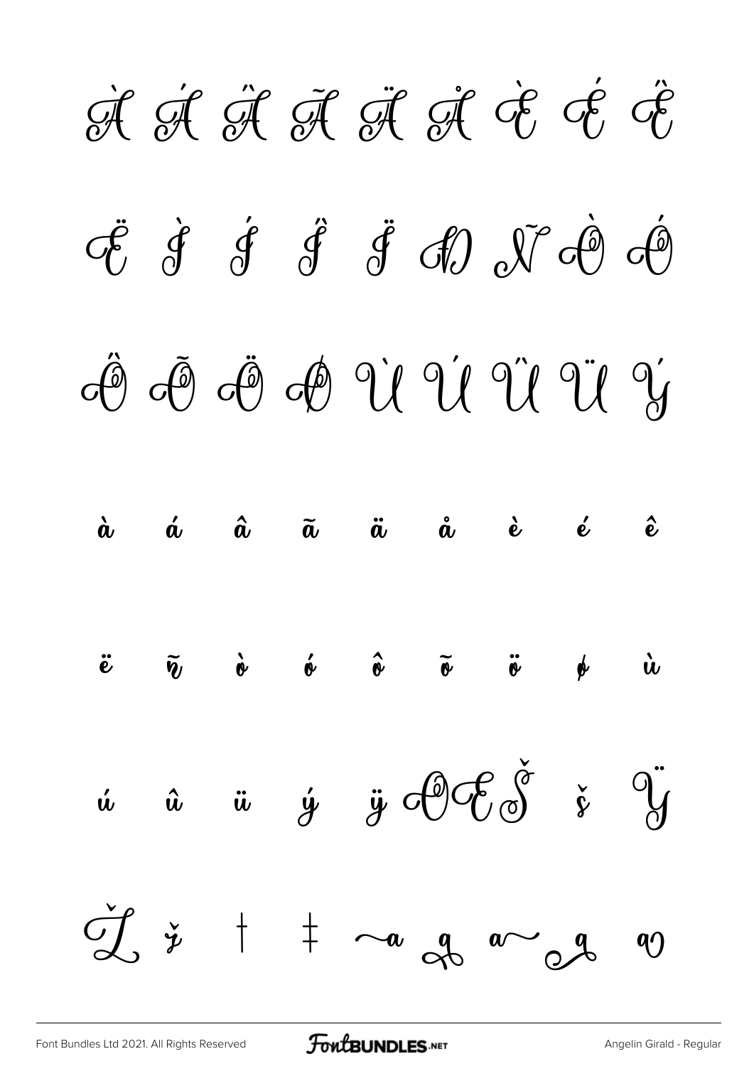À Á Â Ã Ä Å È É Ê

Ë Ì Í Î Ï Ð Ñ Ò Ó

Ô Õ Ö Ø Ù Ú Û Ü Ý

à á â ã ä å è é ê

ë ñ ò ó ô õ ö ø ù

ú û ü ý ÿ Œ Š š Ÿ

Ž ž † ‡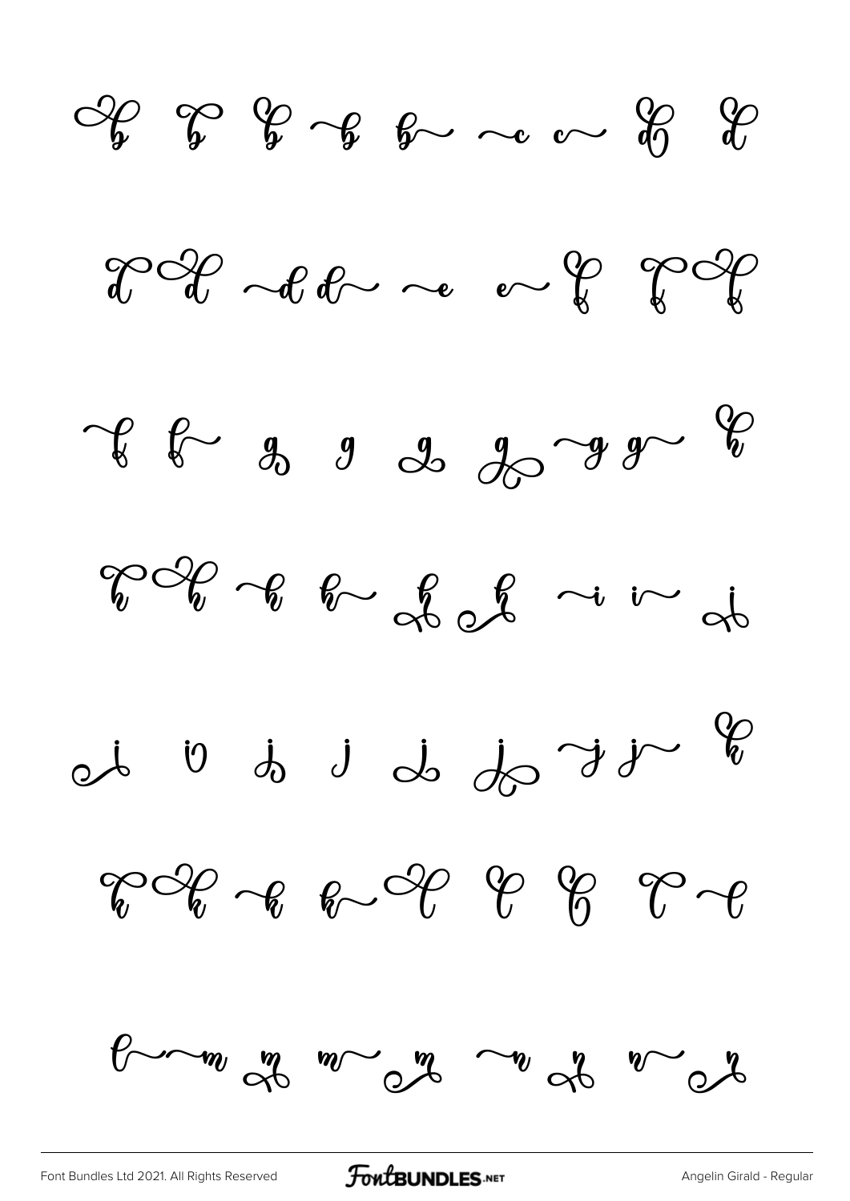b b b b b c c d d

d d d d e e f f

f f g g g g g g h

h h h h h h i i i

i i i j j j j j k

k k k k l l l l

l m m m m n n n n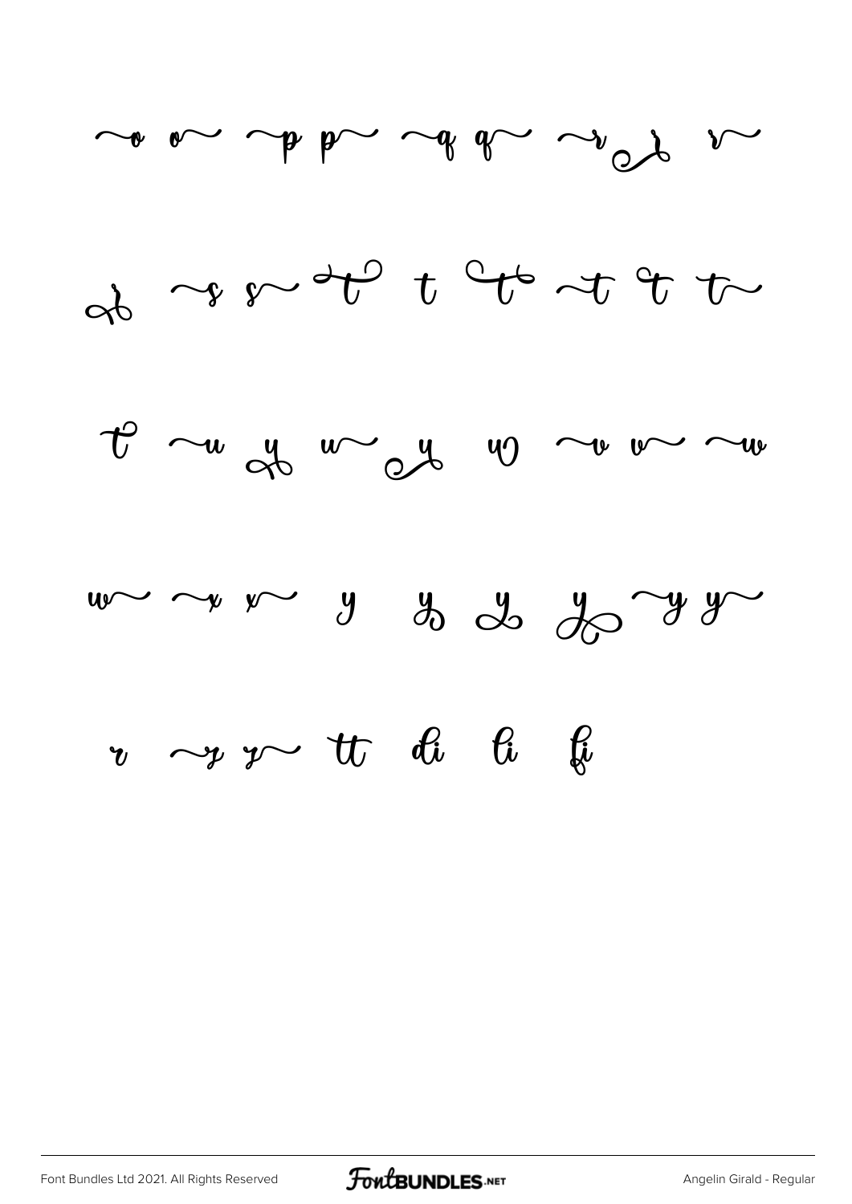~o o~ ~p p~ ~q q~ ~r r r~

s ~s s~ t t t ~t t t~

t ~u u u~ u u ~v v~ ~w

w~ ~x x~ y y y y ~y y~

r ~z z~ tt di li fi